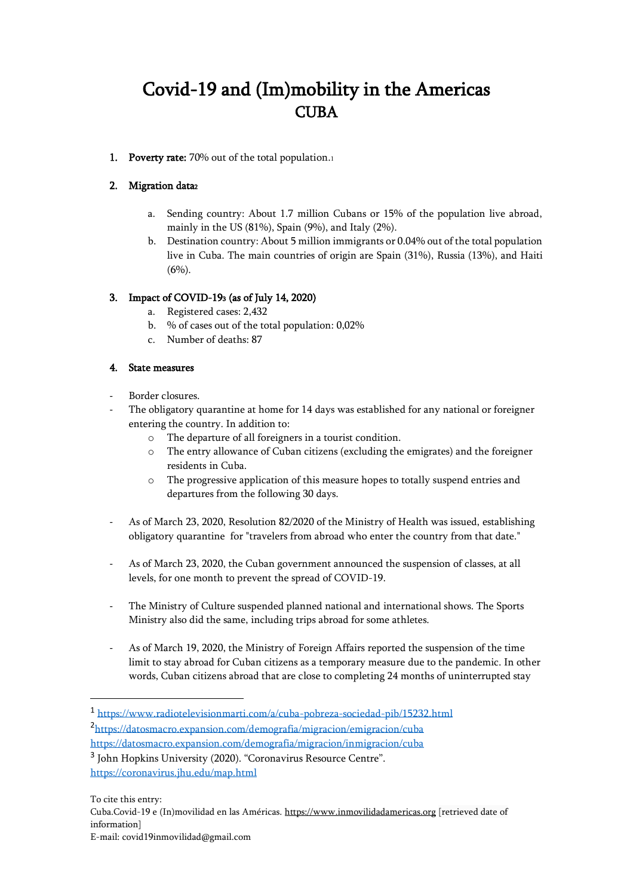# Covid-19 and (Im)mobility in the Americas
## CUBA

1. **Poverty rate:** 70% out of the total population.[1]

2. **Migration data**[2]

   a. Sending country: About 1.7 million Cubans or 15% of the population live abroad, mainly in the US (81%), Spain (9%), and Italy (2%).

   b. Destination country: About 5 million immigrants or 0.04% out of the total population live in Cuba. The main countries of origin are Spain (31%), Russia (13%), and Haiti (6%).

3. **Impact of COVID-19**[3] **(as of July 14, 2020)**

   a. Registered cases: 2,432

   b. % of cases out of the total population: 0,02%

   c. Number of deaths: 87

4. **State measures**

- Border closures.
- The obligatory quarantine at home for 14 days was established for any national or foreigner entering the country. In addition to:
  - The departure of all foreigners in a tourist condition.
  - The entry allowance of Cuban citizens (excluding the emigrates) and the foreigner residents in Cuba.
  - The progressive application of this measure hopes to totally suspend entries and departures from the following 30 days.

- As of March 23, 2020, Resolution 82/2020 of the Ministry of Health was issued, establishing obligatory quarantine for "travelers from abroad who enter the country from that date."

- As of March 23, 2020, the Cuban government announced the suspension of classes, at all levels, for one month to prevent the spread of COVID-19.

- The Ministry of Culture suspended planned national and international shows. The Sports Ministry also did the same, including trips abroad for some athletes.

- As of March 19, 2020, the Ministry of Foreign Affairs reported the suspension of the time limit to stay abroad for Cuban citizens as a temporary measure due to the pandemic. In other words, Cuban citizens abroad that are close to completing 24 months of uninterrupted stay

---

[1] https://www.radiotelevisionmarti.com/a/cuba-pobreza-sociedad-pib/15232.html

[2] https://datosmacro.expansion.com/demografia/migracion/emigracion/cuba
https://datosmacro.expansion.com/demografia/migracion/inmigracion/cuba

[3] John Hopkins University (2020). "Coronavirus Resource Centre". https://coronavirus.jhu.edu/map.html

To cite this entry:
Cuba.Covid-19 e (In)movilidad en las Américas. https://www.inmovilidadamericas.org [retrieved date of information]
E-mail: covid19inmovilidad@gmail.com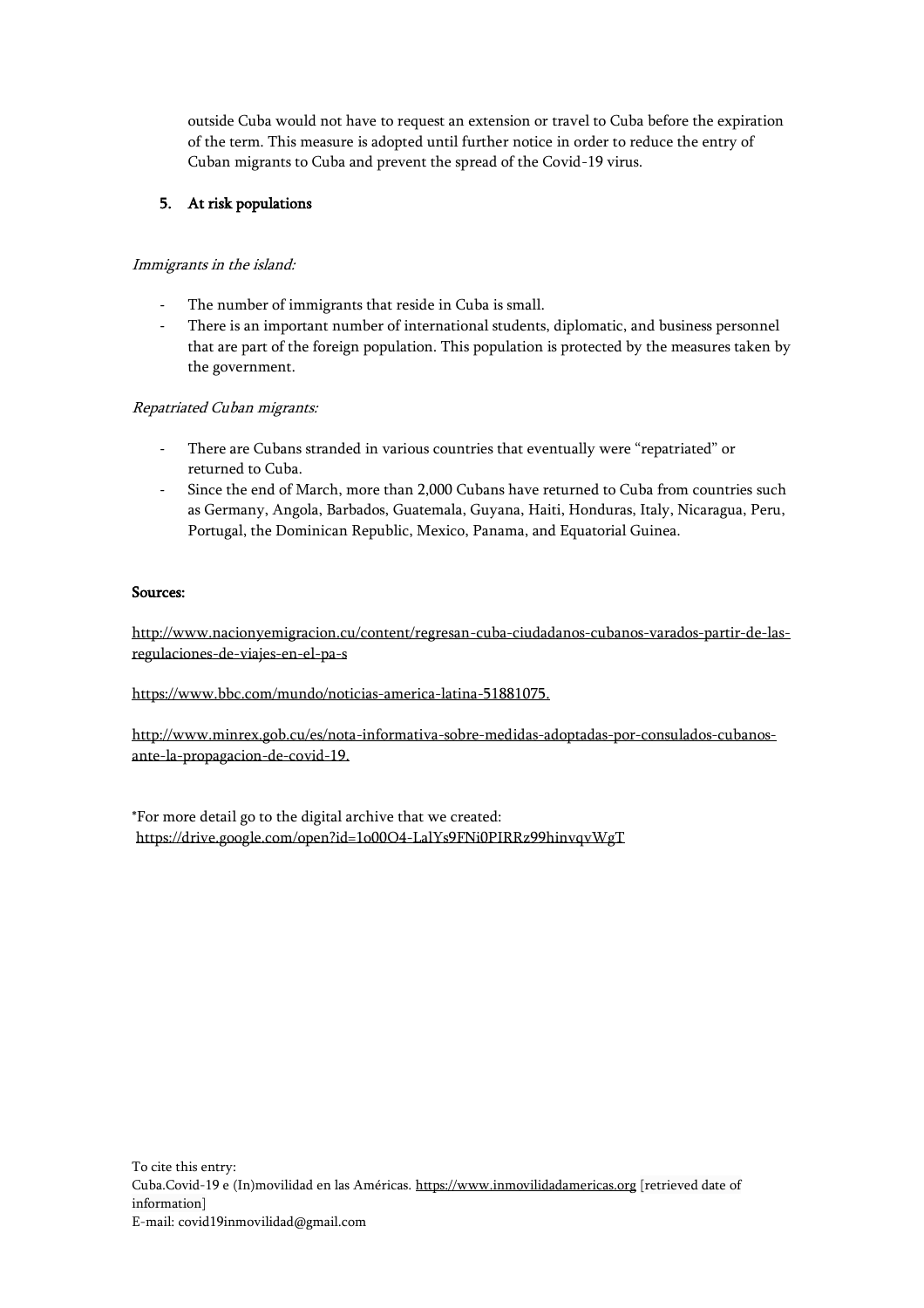outside Cuba would not have to request an extension or travel to Cuba before the expiration of the term. This measure is adopted until further notice in order to reduce the entry of Cuban migrants to Cuba and prevent the spread of the Covid-19 virus.

## 5. At risk populations

*Immigrants in the island:*

- The number of immigrants that reside in Cuba is small.
- There is an important number of international students, diplomatic, and business personnel that are part of the foreign population. This population is protected by the measures taken by the government.

*Repatriated Cuban migrants:*

- There are Cubans stranded in various countries that eventually were "repatriated" or returned to Cuba.
- Since the end of March, more than 2,000 Cubans have returned to Cuba from countries such as Germany, Angola, Barbados, Guatemala, Guyana, Haiti, Honduras, Italy, Nicaragua, Peru, Portugal, the Dominican Republic, Mexico, Panama, and Equatorial Guinea.

**Sources:**

http://www.nacionyemigracion.cu/content/regresan-cuba-ciudadanos-cubanos-varados-partir-de-las-regulaciones-de-viajes-en-el-pa-s

https://www.bbc.com/mundo/noticias-america-latina-51881075.

http://www.minrex.gob.cu/es/nota-informativa-sobre-medidas-adoptadas-por-consulados-cubanos-ante-la-propagacion-de-covid-19.

*For more detail go to the digital archive that we created:
https://drive.google.com/open?id=1o00O4-LalYs9FNi0PIRRz99hinvqvWgT

To cite this entry:
Cuba.Covid-19 e (In)movilidad en las Américas. https://www.inmovilidadamericas.org [retrieved date of information]
E-mail: covid19inmovilidad@gmail.com